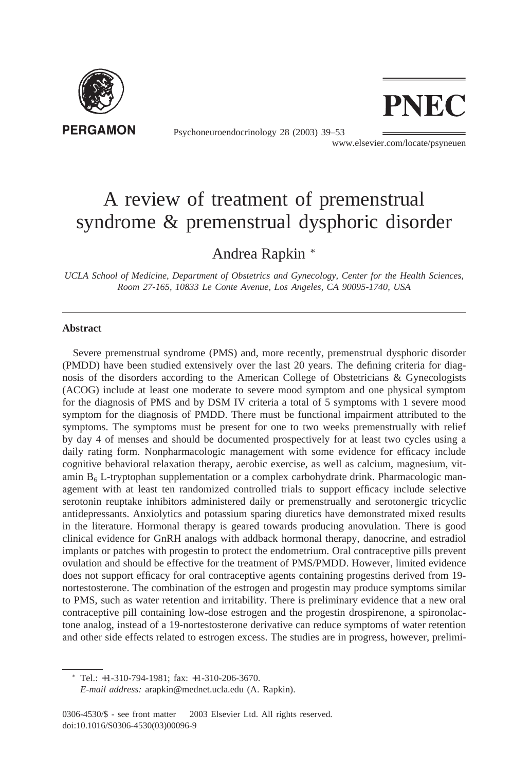# A review of treatment of premenstrual syndrome & premenstrual dysphoric disorder

Andrea Rapkin *

*UCLA School of Medicine, Department of Obstetrics and Gynecology, Center for the Health Sciences, Room 27-165, 10833 Le Conte Avenue, Los Angeles, CA 90095-1740, USA*

---

**Abstract**

Severe premenstrual syndrome (PMS) and, more recently, premenstrual dysphoric disorder (PMDD) have been studied extensively over the last 20 years. The defining criteria for diagnosis of the disorders according to the American College of Obstetricians & Gynecologists (ACOG) include at least one moderate to severe mood symptom and one physical symptom for the diagnosis of PMS and by DSM IV criteria a total of 5 symptoms with 1 severe mood symptom for the diagnosis of PMDD. There must be functional impairment attributed to the symptoms. The symptoms must be present for one to two weeks premenstrually with relief by day 4 of menses and should be documented prospectively for at least two cycles using a daily rating form. Nonpharmacologic management with some evidence for efficacy include cognitive behavioral relaxation therapy, aerobic exercise, as well as calcium, magnesium, vitamin $B_6$ L-tryptophan supplementation or a complex carbohydrate drink. Pharmacologic management with at least ten randomized controlled trials to support efficacy include selective serotonin reuptake inhibitors administered daily or premenstrually and serotonergic tricyclic antidepressants. Anxiolytics and potassium sparing diuretics have demonstrated mixed results in the literature. Hormonal therapy is geared towards producing anovulation. There is good clinical evidence for GnRH analogs with addback hormonal therapy, danocrine, and estradiol implants or patches with progestin to protect the endometrium. Oral contraceptive pills prevent ovulation and should be effective for the treatment of PMS/PMDD. However, limited evidence does not support efficacy for oral contraceptive agents containing progestins derived from 19-nortestosterone. The combination of the estrogen and progestin may produce symptoms similar to PMS, such as water retention and irritability. There is preliminary evidence that a new oral contraceptive pill containing low-dose estrogen and the progestin drospirenone, a spironolactone analog, instead of a 19-nortestosterone derivative can reduce symptoms of water retention and other side effects related to estrogen excess. The studies are in progress, however, prelimi-

---

* Tel.: +1-310-794-1981; fax: +1-310-206-3670.
*E-mail address:* arapkin@mednet.ucla.edu (A. Rapkin).

0306-4530/$ - see front matter 2003 Elsevier Ltd. All rights reserved.
doi:10.1016/S0306-4530(03)00096-9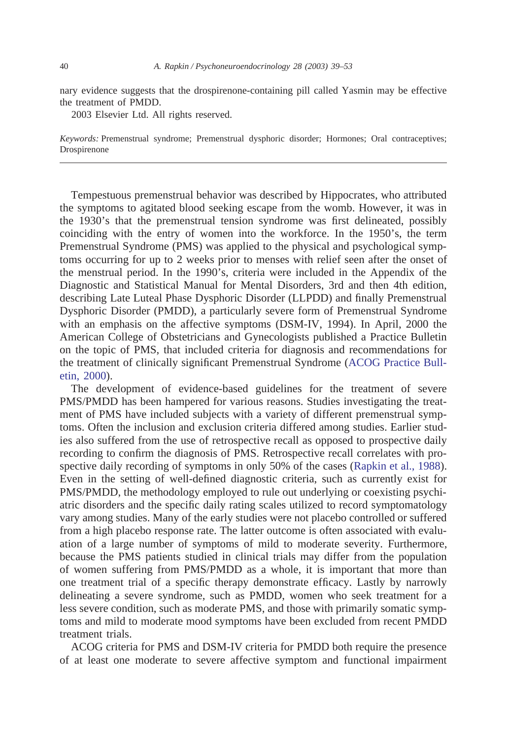nary evidence suggests that the drospirenone-containing pill called Yasmin may be effective the treatment of PMDD.

2003 Elsevier Ltd. All rights reserved.

*Keywords:* Premenstrual syndrome; Premenstrual dysphoric disorder; Hormones; Oral contraceptives; Drospirenone

---

Tempestuous premenstrual behavior was described by Hippocrates, who attributed the symptoms to agitated blood seeking escape from the womb. However, it was in the 1930's that the premenstrual tension syndrome was first delineated, possibly coinciding with the entry of women into the workforce. In the 1950's, the term Premenstrual Syndrome (PMS) was applied to the physical and psychological symptoms occurring for up to 2 weeks prior to menses with relief seen after the onset of the menstrual period. In the 1990's, criteria were included in the Appendix of the Diagnostic and Statistical Manual for Mental Disorders, 3rd and then 4th edition, describing Late Luteal Phase Dysphoric Disorder (LLPDD) and finally Premenstrual Dysphoric Disorder (PMDD), a particularly severe form of Premenstrual Syndrome with an emphasis on the affective symptoms (DSM-IV, 1994). In April, 2000 the American College of Obstetricians and Gynecologists published a Practice Bulletin on the topic of PMS, that included criteria for diagnosis and recommendations for the treatment of clinically significant Premenstrual Syndrome (ACOG Practice Bulletin, 2000).

The development of evidence-based guidelines for the treatment of severe PMS/PMDD has been hampered for various reasons. Studies investigating the treatment of PMS have included subjects with a variety of different premenstrual symptoms. Often the inclusion and exclusion criteria differed among studies. Earlier studies also suffered from the use of retrospective recall as opposed to prospective daily recording to confirm the diagnosis of PMS. Retrospective recall correlates with prospective daily recording of symptoms in only 50% of the cases (Rapkin et al., 1988). Even in the setting of well-defined diagnostic criteria, such as currently exist for PMS/PMDD, the methodology employed to rule out underlying or coexisting psychiatric disorders and the specific daily rating scales utilized to record symptomatology vary among studies. Many of the early studies were not placebo controlled or suffered from a high placebo response rate. The latter outcome is often associated with evaluation of a large number of symptoms of mild to moderate severity. Furthermore, because the PMS patients studied in clinical trials may differ from the population of women suffering from PMS/PMDD as a whole, it is important that more than one treatment trial of a specific therapy demonstrate efficacy. Lastly by narrowly delineating a severe syndrome, such as PMDD, women who seek treatment for a less severe condition, such as moderate PMS, and those with primarily somatic symptoms and mild to moderate mood symptoms have been excluded from recent PMDD treatment trials.

ACOG criteria for PMS and DSM-IV criteria for PMDD both require the presence of at least one moderate to severe affective symptom and functional impairment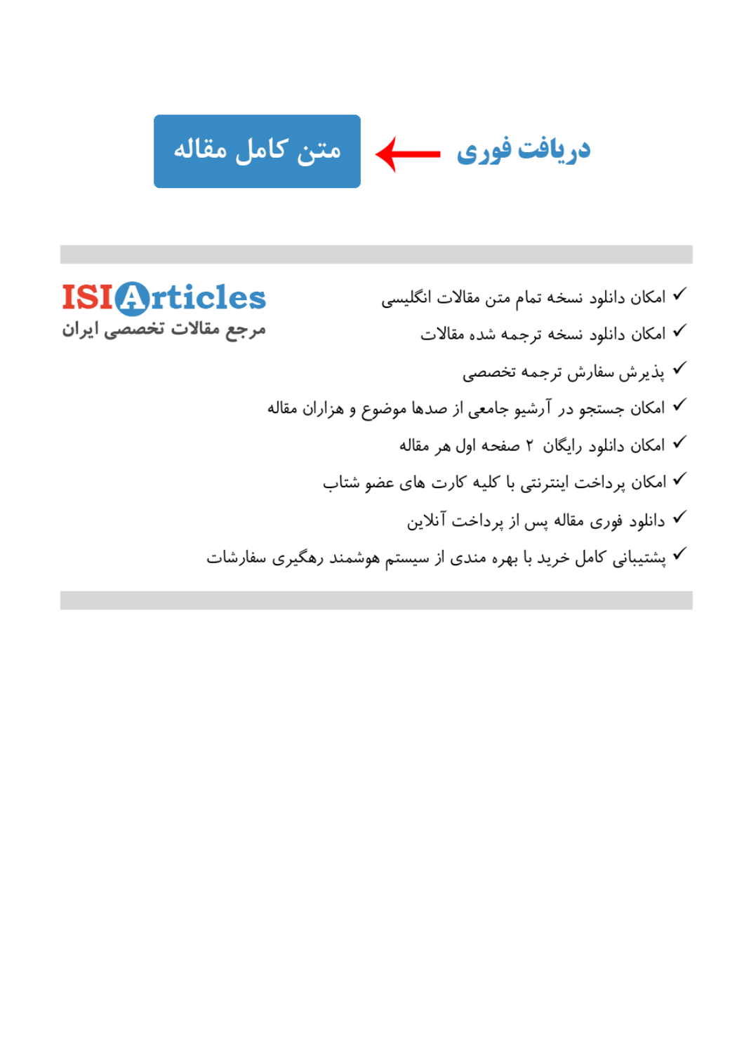دریافت فوری ← متن کامل مقاله

**ISIArticles**
مرجع مقالات تخصصی ایران

- ✓ امکان دانلود نسخه تمام متن مقالات انگلیسی
- ✓ امکان دانلود نسخه ترجمه شده مقالات
- ✓ پذیرش سفارش ترجمه تخصصی
- ✓ امکان جستجو در آرشیو جامعی از صدها موضوع و هزاران مقاله
- ✓ امکان دانلود رایگان ۲ صفحه اول هر مقاله
- ✓ امکان پرداخت اینترنتی با کلیه کارت های عضو شتاب
- ✓ دانلود فوری مقاله پس از پرداخت آنلاین
- ✓ پشتیبانی کامل خرید با بهره مندی از سیستم هوشمند رهگیری سفارشات